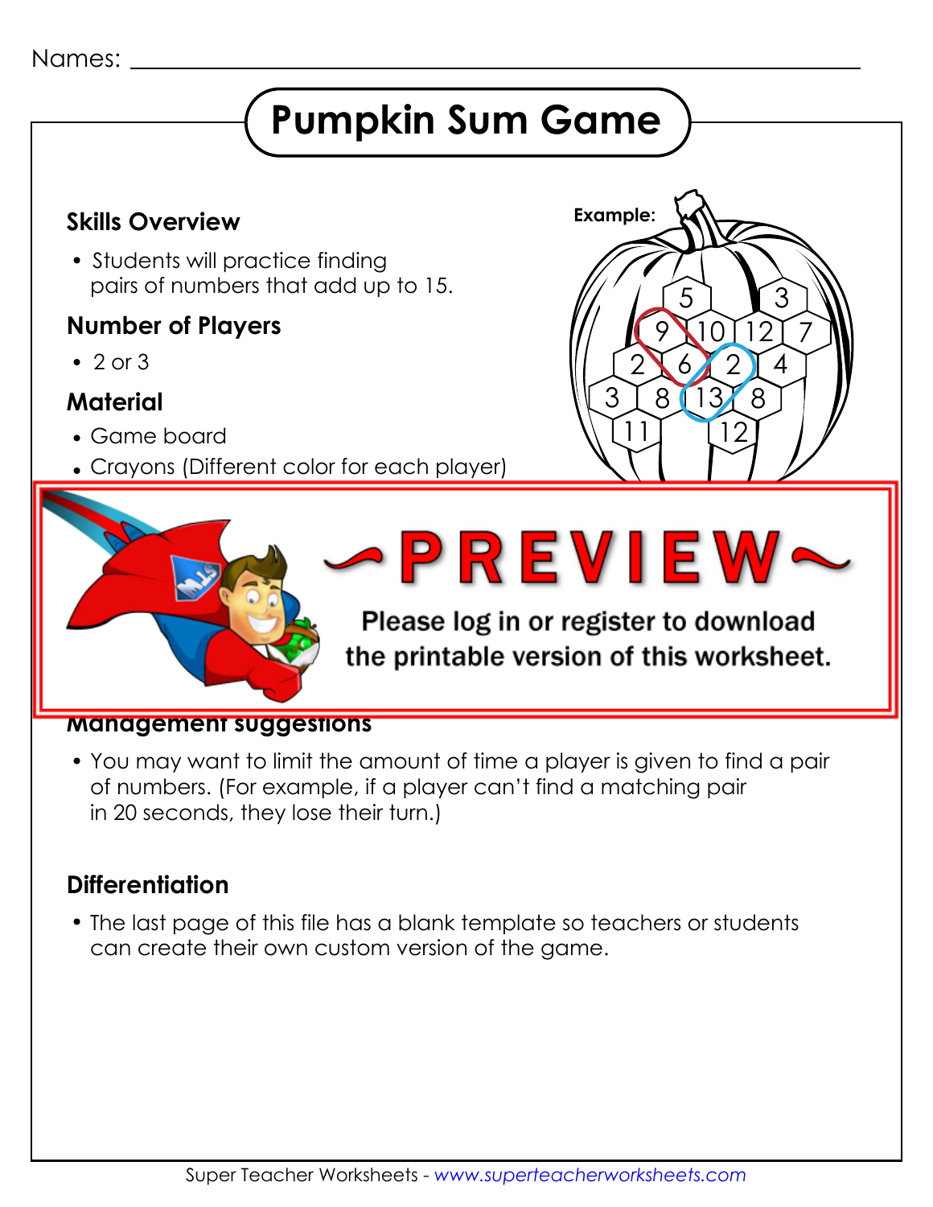Names: ______________________________

# Pumpkin Sum Game

### Skills Overview

- Students will practice finding pairs of numbers that add up to 15.

### Number of Players

- 2 or 3

### Material

- Game board
- Crayons (Different color for each player)

**Example:**

~PREVIEW~

Please log in or register to download the printable version of this worksheet.

### Management suggestions

- You may want to limit the amount of time a player is given to find a pair of numbers. (For example, if a player can't find a matching pair in 20 seconds, they lose their turn.)

### Differentiation

- The last page of this file has a blank template so teachers or students can create their own custom version of the game.

Super Teacher Worksheets - *www.superteacherworksheets.com*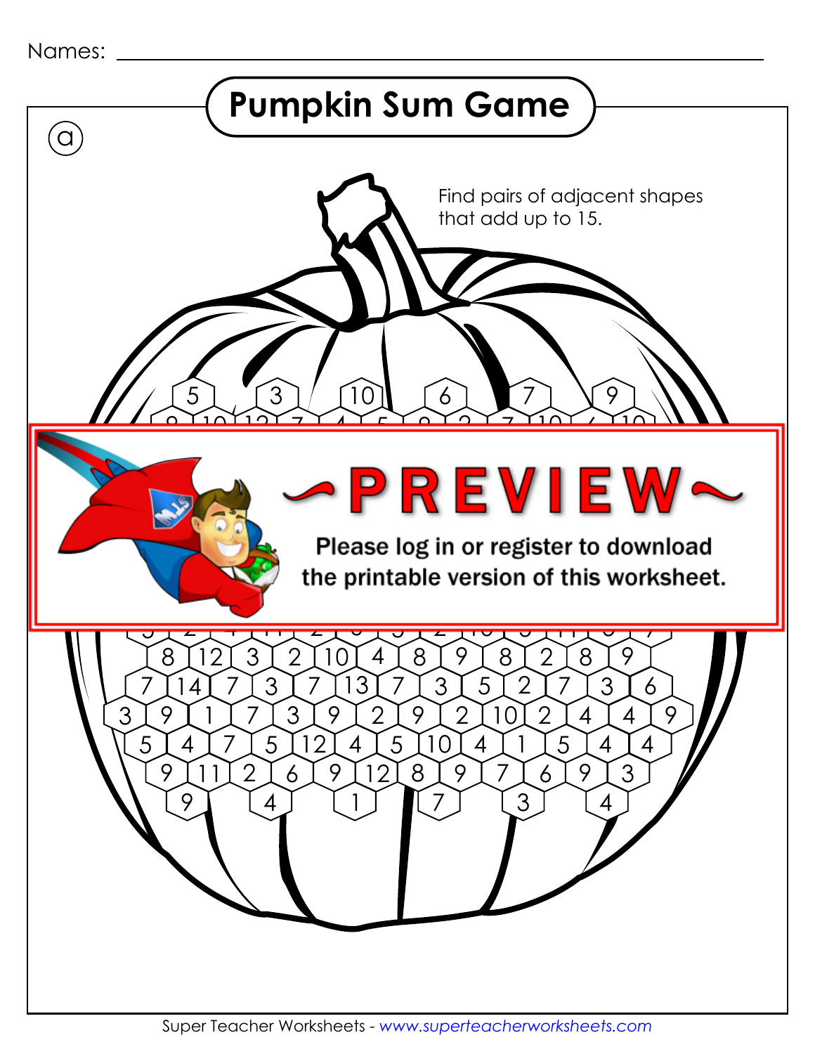Names: ______________________________

# Pumpkin Sum Game

ⓐ

Find pairs of adjacent shapes that add up to 15.

5 3 10 6 7 9

~PREVIEW~

Please log in or register to download the printable version of this worksheet.

8 12 3 2 10 4 8 9 8 2 8 9

7 14 7 3 7 13 7 3 5 2 7 3 6

3 9 1 7 3 9 2 9 2 10 2 4 4 9

5 4 7 5 12 4 5 10 4 1 5 4 4

9 11 2 6 9 12 8 9 7 6 9 3

9 4 1 7 3 4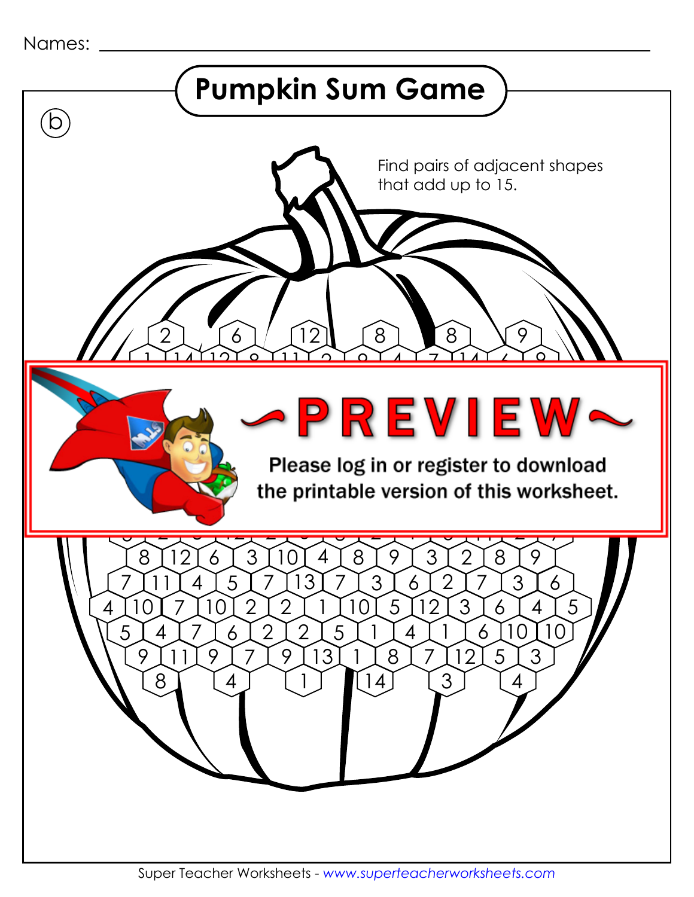Names: ___________________________________

# Pumpkin Sum Game

ⓑ

Find pairs of adjacent shapes that add up to 15.

2 6 12 8 8 9

8 12 6 3 10 4 8 9 3 2 8 9

7 11 4 5 7 13 7 3 6 2 7 3 6

4 10 7 10 2 2 1 10 5 12 3 6 4 5

5 4 7 6 2 2 5 1 4 1 6 10 10

9 11 9 7 9 13 1 8 7 12 5 3

8 4 1 14 3 4

~PREVIEW~

Please log in or register to download the printable version of this worksheet.

Super Teacher Worksheets - *www.superteacherworksheets.com*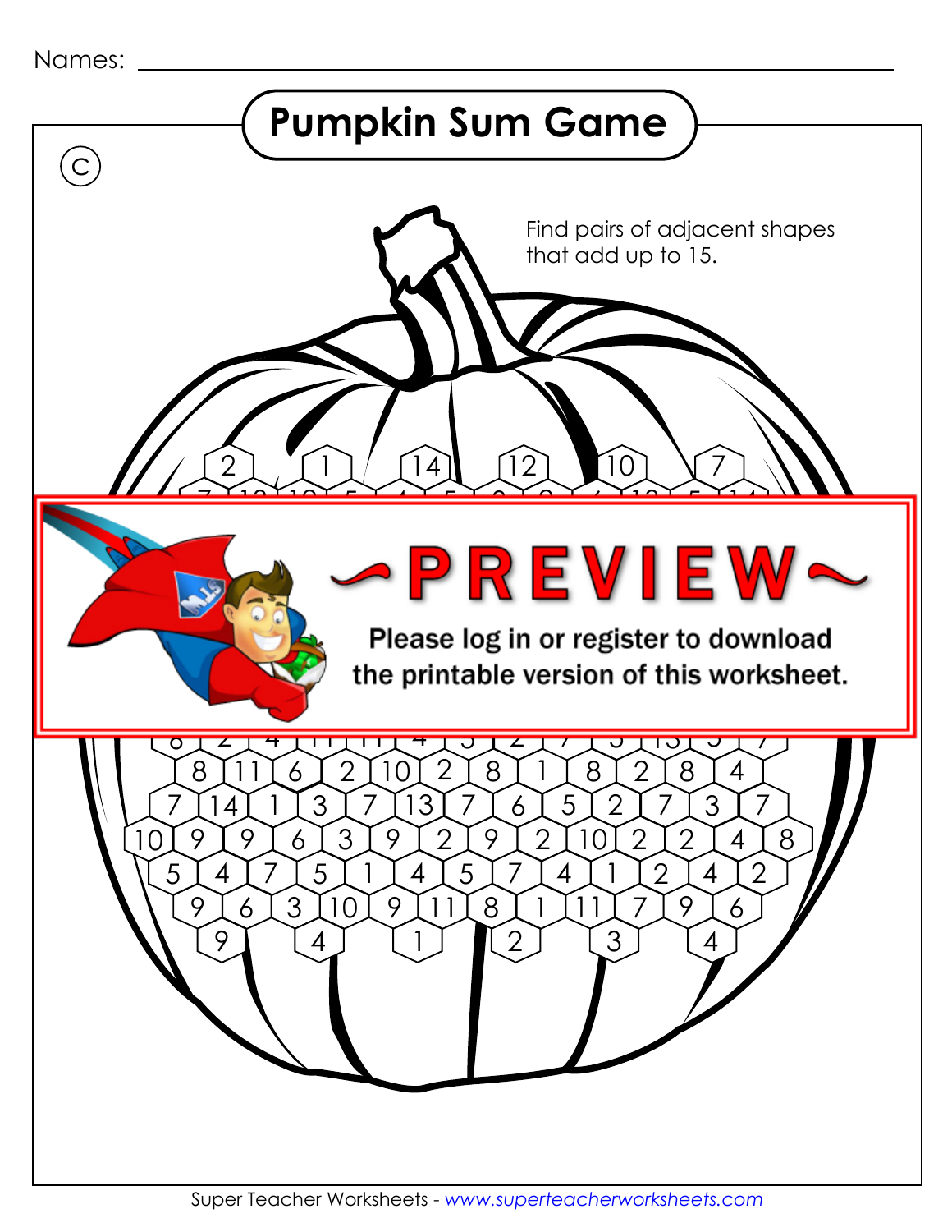Names: ______________________________

# Pumpkin Sum Game

Ⓒ

Find pairs of adjacent shapes that add up to 15.

2 1 14 12 10 7

~PREVIEW~

Please log in or register to download the printable version of this worksheet.

8 11 6 2 10 2 8 1 8 2 8 4

7 14 1 3 7 13 7 6 5 2 7 3 7

10 9 9 6 3 9 2 9 2 10 2 2 4 8

5 4 7 5 1 4 5 7 4 1 2 4 2

9 6 3 10 9 11 8 1 11 7 9 6

9 4 1 2 3 4

Super Teacher Worksheets - www.superteacherworksheets.com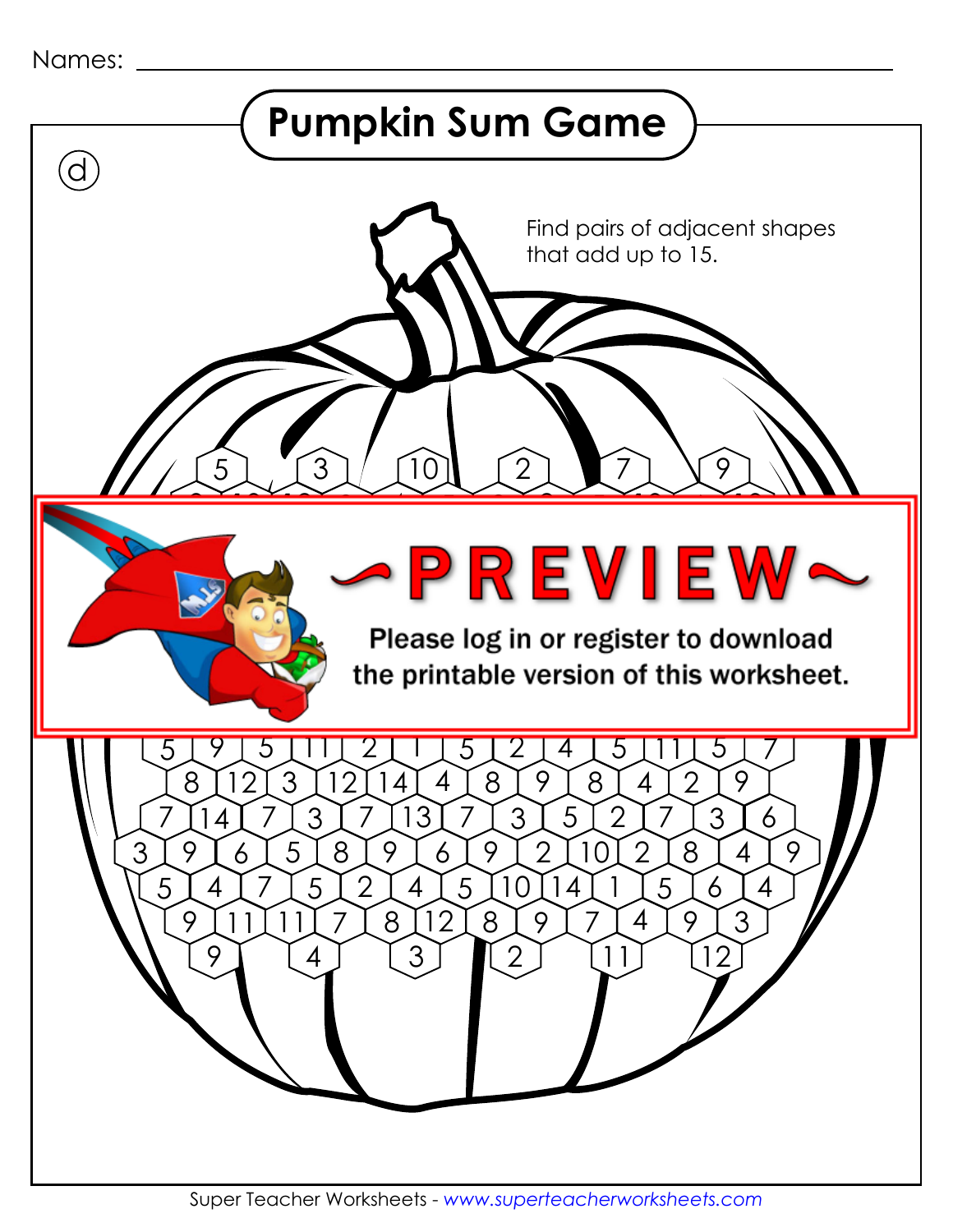Names: ______________________________________________

# Pumpkin Sum Game

ⓓ

Find pairs of adjacent shapes that add up to 15.

5 3 10 2 7 9

~PREVIEW~

Please log in or register to download the printable version of this worksheet.

5 9 5 11 2 1 5 2 4 5 11 5 7

8 12 3 12 14 4 8 9 8 4 2 9

7 14 7 3 7 13 7 3 5 2 7 3 6

3 9 6 5 8 9 6 9 2 10 2 8 4 9

5 4 7 5 2 4 5 10 14 1 5 6 4

9 11 11 7 8 12 8 9 7 4 9 3

9 4 3 2 11 12

Super Teacher Worksheets - www.superteacherworksheets.com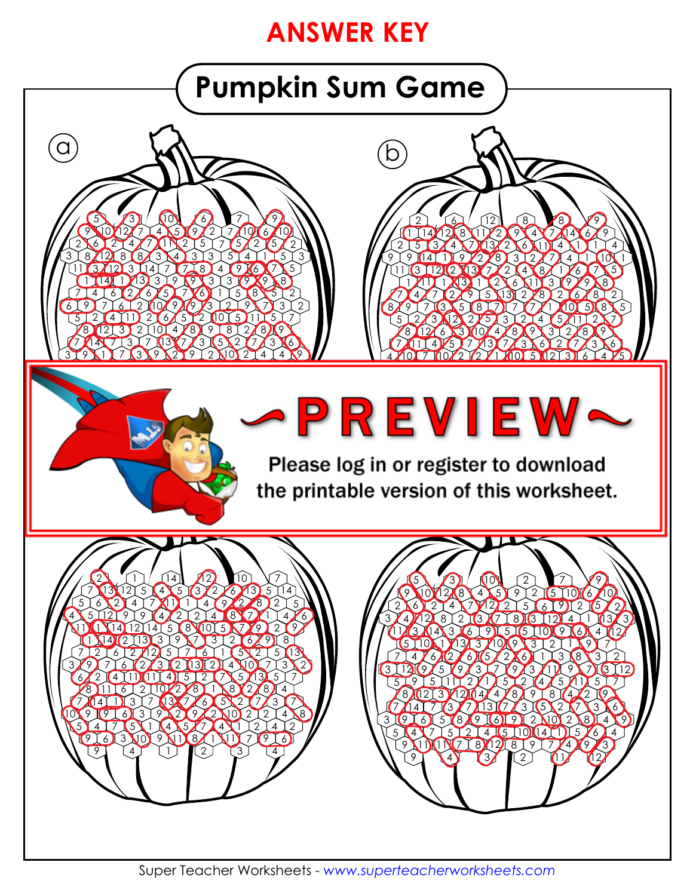# ANSWER KEY

## Pumpkin Sum Game

ⓐ

ⓑ

~PREVIEW~

Please log in or register to download the printable version of this worksheet.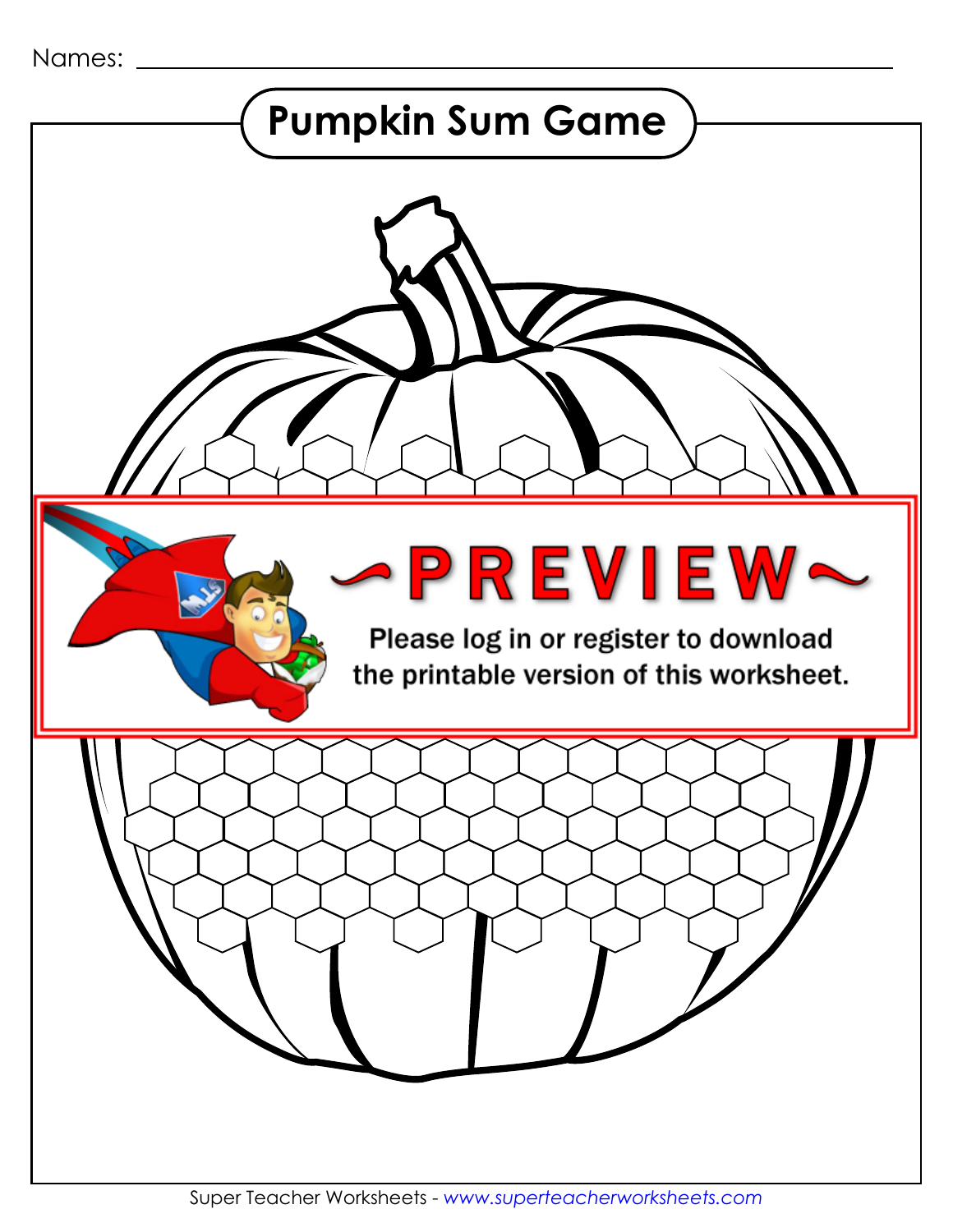Names: ______________________________

# Pumpkin Sum Game

~PREVIEW~

Please log in or register to download the printable version of this worksheet.